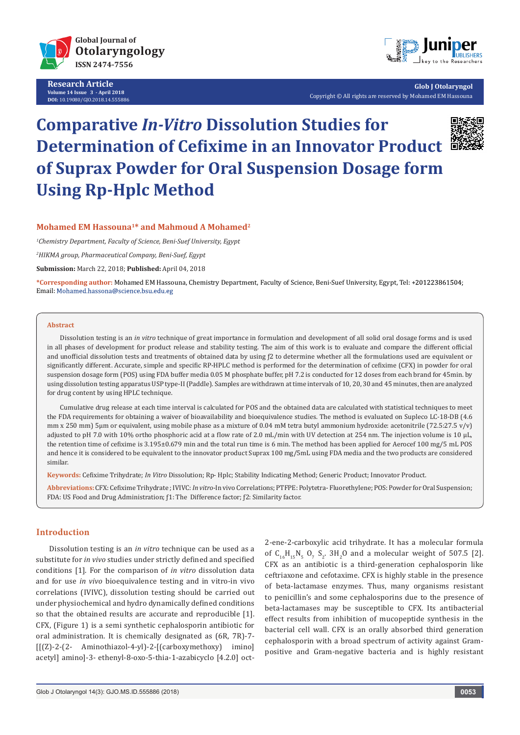# Comparative *In-Vitro* Dissolution Studies for Determination of Cefixime in an Innovator Product of Suprax Powder for Oral Suspension Dosage form Using Rp-Hplc Method

**Mohamed EM Hassouna[1]* and Mahmoud A Mohamed[2]**

[1]*Chemistry Department, Faculty of Science, Beni-Suef University, Egypt*

[2]*HIKMA group, Pharmaceutical Company, Beni-Suef, Egypt*

**Submission:** March 22, 2018; **Published:** April 04, 2018

**\*Corresponding author:** Mohamed EM Hassouna, Chemistry Department, Faculty of Science, Beni-Suef University, Egypt, Tel: +201223861504; Email: Mohamed.hassona@science.bsu.edu.eg

### Abstract

Dissolution testing is an *in vitro* technique of great importance in formulation and development of all solid oral dosage forms and is used in all phases of development for product release and stability testing. The aim of this work is to evaluate and compare the different official and unofficial dissolution tests and treatments of obtained data by using *ƒ*2 to determine whether all the formulations used are equivalent or significantly different. Accurate, simple and specific RP-HPLC method is performed for the determination of cefixime (CFX) in powder for oral suspension dosage form (POS) using FDA buffer media 0.05 M phosphate buffer, pH 7.2 is conducted for 12 doses from each brand for 45min. by using dissolution testing apparatus USP type-II (Paddle). Samples are withdrawn at time intervals of 10, 20, 30 and 45 minutes, then are analyzed for drug content by using HPLC technique.

Cumulative drug release at each time interval is calculated for POS and the obtained data are calculated with statistical techniques to meet the FDA requirements for obtaining a waiver of bioavailability and bioequivalence studies. The method is evaluated on Supleco LC-18-DB (4.6 mm x 250 mm) 5µm or equivalent, using mobile phase as a mixture of 0.04 mM tetra butyl ammonium hydroxide: acetonitrile (72.5:27.5 v/v) adjusted to pH 7.0 with 10% ortho phosphoric acid at a flow rate of 2.0 mL/min with UV detection at 254 nm. The injection volume is 10 µL, the retention time of cefixime is 3.195±0.679 min and the total run time is 6 min. The method has been applied for Aerocef 100 mg/5 mL POS and hence it is considered to be equivalent to the innovator product Suprax 100 mg/5mL using FDA media and the two products are considered similar.

**Keywords:** Cefixime Trihydrate; *In Vitro* Dissolution; Rp- Hplc; Stability Indicating Method; Generic Product; Innovator Product.

**Abbreviations:** CFX: Cefixime Trihydrate ; IVIVC: *In vitro*-In vivo Correlations; PTFPE: Polytetra- Fluorethylene; POS: Powder for Oral Suspension; FDA: US Food and Drug Administration; *ƒ*1: The Difference factor; *ƒ*2: Similarity factor.

## Introduction

Dissolution testing is an *in vitro* technique can be used as a substitute for *in vivo* studies under strictly defined and specified conditions [1]. For the comparison of *in vitro* dissolution data and for use *in vivo* bioequivalence testing and in vitro-in vivo correlations (IVIVC), dissolution testing should be carried out under physiochemical and hydro dynamically defined conditions so that the obtained results are accurate and reproducible [1]. CFX, (Figure 1) is a semi synthetic cephalosporin antibiotic for oral administration. It is chemically designated as (6R, 7R)-7-[[(Z)-2-(2- Aminothiazol-4-yl)-2-[(carboxymethoxy) imino] acetyl] amino]-3- ethenyl-8-oxo-5-thia-1-azabicyclo [4.2.0] oct-2-ene-2-carboxylic acid trihydrate. It has a molecular formula of $C_{16}H_{15}N_5O_7S_2 \cdot 3H_2O$ and a molecular weight of 507.5 [2]. CFX as an antibiotic is a third-generation cephalosporin like ceftriaxone and cefotaxime. CFX is highly stable in the presence of beta-lactamase enzymes. Thus, many organisms resistant to penicillin's and some cephalosporins due to the presence of beta-lactamases may be susceptible to CFX. Its antibacterial effect results from inhibition of mucopeptide synthesis in the bacterial cell wall. CFX is an orally absorbed third generation cephalosporin with a broad spectrum of activity against Gram-positive and Gram-negative bacteria and is highly resistant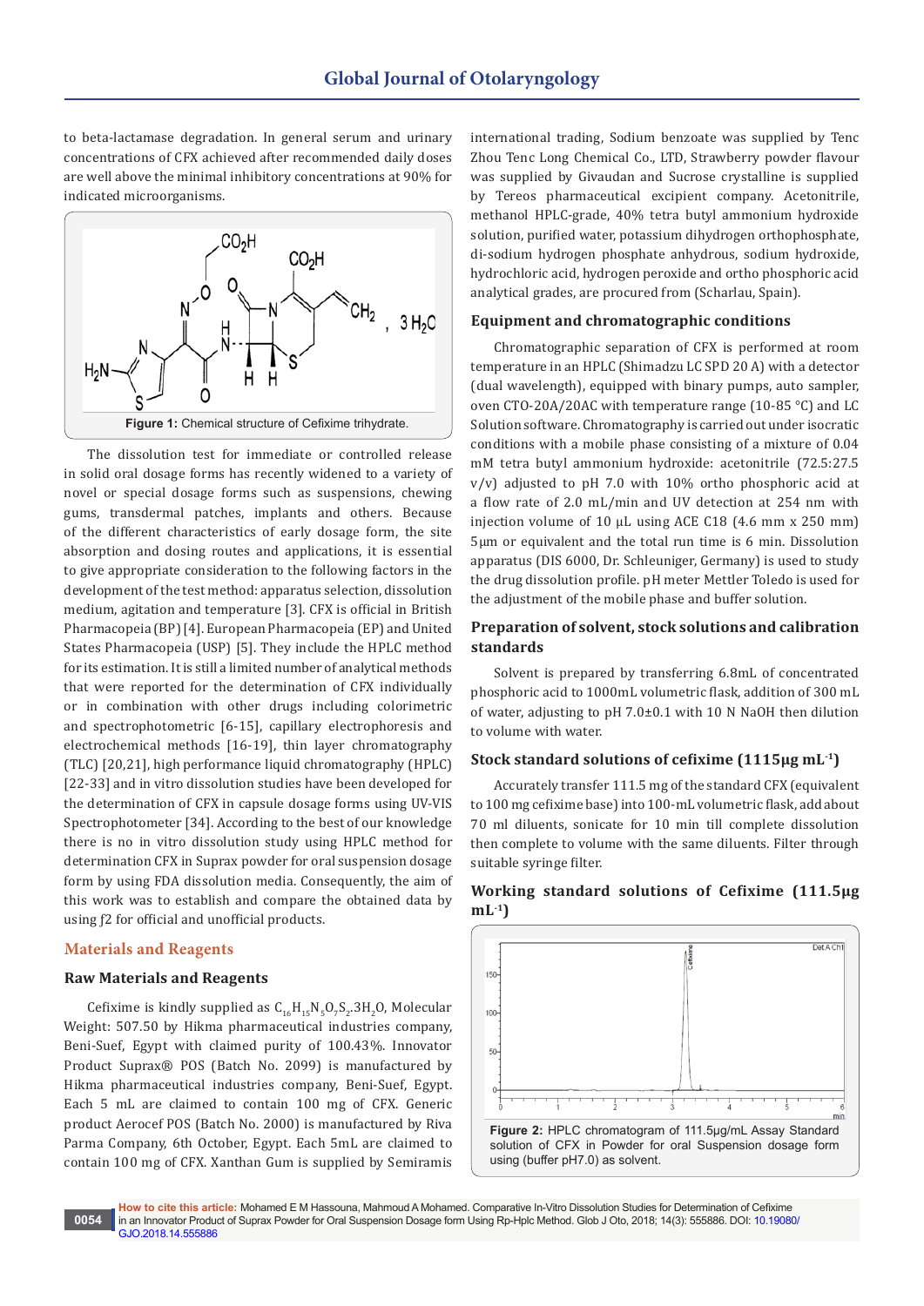to beta-lactamase degradation. In general serum and urinary concentrations of CFX achieved after recommended daily doses are well above the minimal inhibitory concentrations at 90% for indicated microorganisms.

**Figure 1:** Chemical structure of Cefixime trihydrate.

The dissolution test for immediate or controlled release in solid oral dosage forms has recently widened to a variety of novel or special dosage forms such as suspensions, chewing gums, transdermal patches, implants and others. Because of the different characteristics of early dosage form, the site absorption and dosing routes and applications, it is essential to give appropriate consideration to the following factors in the development of the test method: apparatus selection, dissolution medium, agitation and temperature [3]. CFX is official in British Pharmacopeia (BP) [4]. European Pharmacopeia (EP) and United States Pharmacopeia (USP) [5]. They include the HPLC method for its estimation. It is still a limited number of analytical methods that were reported for the determination of CFX individually or in combination with other drugs including colorimetric and spectrophotometric [6-15], capillary electrophoresis and electrochemical methods [16-19], thin layer chromatography (TLC) [20,21], high performance liquid chromatography (HPLC) [22-33] and in vitro dissolution studies have been developed for the determination of CFX in capsule dosage forms using UV-VIS Spectrophotometer [34]. According to the best of our knowledge there is no in vitro dissolution study using HPLC method for determination CFX in Suprax powder for oral suspension dosage form by using FDA dissolution media. Consequently, the aim of this work was to establish and compare the obtained data by using ƒ2 for official and unofficial products.

## Materials and Reagents

### Raw Materials and Reagents

Cefixime is kindly supplied as $C_{16}H_{15}N_5O_7S_2.3H_2O$, Molecular Weight: 507.50 by Hikma pharmaceutical industries company, Beni-Suef, Egypt with claimed purity of 100.43%. Innovator Product Suprax® POS (Batch No. 2099) is manufactured by Hikma pharmaceutical industries company, Beni-Suef, Egypt. Each 5 mL are claimed to contain 100 mg of CFX. Generic product Aerocef POS (Batch No. 2000) is manufactured by Riva Parma Company, 6th October, Egypt. Each 5mL are claimed to contain 100 mg of CFX. Xanthan Gum is supplied by Semiramis international trading, Sodium benzoate was supplied by Tenc Zhou Tenc Long Chemical Co., LTD, Strawberry powder flavour was supplied by Givaudan and Sucrose crystalline is supplied by Tereos pharmaceutical excipient company. Acetonitrile, methanol HPLC-grade, 40% tetra butyl ammonium hydroxide solution, purified water, potassium dihydrogen orthophosphate, di-sodium hydrogen phosphate anhydrous, sodium hydroxide, hydrochloric acid, hydrogen peroxide and ortho phosphoric acid analytical grades, are procured from (Scharlau, Spain).

### Equipment and chromatographic conditions

Chromatographic separation of CFX is performed at room temperature in an HPLC (Shimadzu LC SPD 20 A) with a detector (dual wavelength), equipped with binary pumps, auto sampler, oven CTO-20A/20AC with temperature range (10-85 °C) and LC Solution software. Chromatography is carried out under isocratic conditions with a mobile phase consisting of a mixture of 0.04 mM tetra butyl ammonium hydroxide: acetonitrile (72.5:27.5 v/v) adjusted to pH 7.0 with 10% ortho phosphoric acid at a flow rate of 2.0 mL/min and UV detection at 254 nm with injection volume of 10 µL using ACE C18 (4.6 mm x 250 mm) 5µm or equivalent and the total run time is 6 min. Dissolution apparatus (DIS 6000, Dr. Schleuniger, Germany) is used to study the drug dissolution profile. pH meter Mettler Toledo is used for the adjustment of the mobile phase and buffer solution.

### Preparation of solvent, stock solutions and calibration standards

Solvent is prepared by transferring 6.8mL of concentrated phosphoric acid to 1000mL volumetric flask, addition of 300 mL of water, adjusting to pH 7.0±0.1 with 10 N NaOH then dilution to volume with water.

### Stock standard solutions of cefixime (1115µg $mL^{-1}$)

Accurately transfer 111.5 mg of the standard CFX (equivalent to 100 mg cefixime base) into 100-mL volumetric flask, add about 70 ml diluents, sonicate for 10 min till complete dissolution then complete to volume with the same diluents. Filter through suitable syringe filter.

### Working standard solutions of Cefixime (111.5µg $mL^{-1}$)

**Figure 2:** HPLC chromatogram of 111.5µg/mL Assay Standard solution of CFX in Powder for oral Suspension dosage form using (buffer pH7.0) as solvent.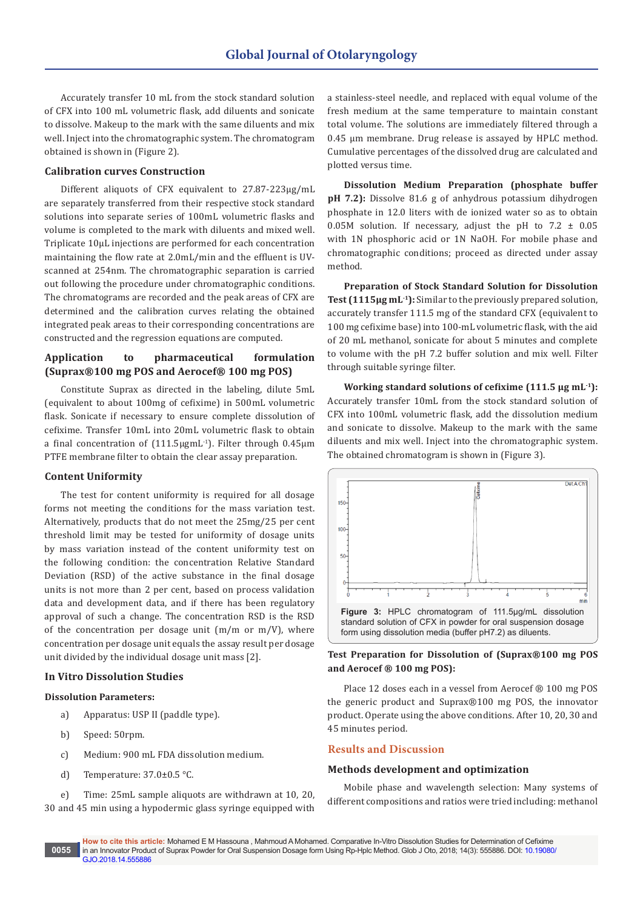Accurately transfer 10 mL from the stock standard solution of CFX into 100 mL volumetric flask, add diluents and sonicate to dissolve. Makeup to the mark with the same diluents and mix well. Inject into the chromatographic system. The chromatogram obtained is shown in (Figure 2).

### Calibration curves Construction

Different aliquots of CFX equivalent to 27.87-223μg/mL are separately transferred from their respective stock standard solutions into separate series of 100mL volumetric flasks and volume is completed to the mark with diluents and mixed well. Triplicate 10μL injections are performed for each concentration maintaining the flow rate at 2.0mL/min and the effluent is UV-scanned at 254nm. The chromatographic separation is carried out following the procedure under chromatographic conditions. The chromatograms are recorded and the peak areas of CFX are determined and the calibration curves relating the obtained integrated peak areas to their corresponding concentrations are constructed and the regression equations are computed.

### Application to pharmaceutical formulation (Suprax®100 mg POS and Aerocef® 100 mg POS)

Constitute Suprax as directed in the labeling, dilute 5mL (equivalent to about 100mg of cefixime) in 500mL volumetric flask. Sonicate if necessary to ensure complete dissolution of cefixime. Transfer 10mL into 20mL volumetric flask to obtain a final concentration of (111.5μgmL$^{-1}$). Filter through 0.45μm PTFE membrane filter to obtain the clear assay preparation.

### Content Uniformity

The test for content uniformity is required for all dosage forms not meeting the conditions for the mass variation test. Alternatively, products that do not meet the 25mg/25 per cent threshold limit may be tested for uniformity of dosage units by mass variation instead of the content uniformity test on the following condition: the concentration Relative Standard Deviation (RSD) of the active substance in the final dosage units is not more than 2 per cent, based on process validation data and development data, and if there has been regulatory approval of such a change. The concentration RSD is the RSD of the concentration per dosage unit (m/m or m/V), where concentration per dosage unit equals the assay result per dosage unit divided by the individual dosage unit mass [2].

### In Vitro Dissolution Studies

**Dissolution Parameters:**

a) Apparatus: USP II (paddle type).

b) Speed: 50rpm.

c) Medium: 900 mL FDA dissolution medium.

d) Temperature: 37.0±0.5 °C.

e) Time: 25mL sample aliquots are withdrawn at 10, 20, 30 and 45 min using a hypodermic glass syringe equipped with a stainless-steel needle, and replaced with equal volume of the fresh medium at the same temperature to maintain constant total volume. The solutions are immediately filtered through a 0.45 µm membrane. Drug release is assayed by HPLC method. Cumulative percentages of the dissolved drug are calculated and plotted versus time.

**Dissolution Medium Preparation (phosphate buffer pH 7.2):** Dissolve 81.6 g of anhydrous potassium dihydrogen phosphate in 12.0 liters with de ionized water so as to obtain 0.05M solution. If necessary, adjust the pH to 7.2 ± 0.05 with 1N phosphoric acid or 1N NaOH. For mobile phase and chromatographic conditions; proceed as directed under assay method.

**Preparation of Stock Standard Solution for Dissolution Test (1115μg mL$^{-1}$):** Similar to the previously prepared solution, accurately transfer 111.5 mg of the standard CFX (equivalent to 100 mg cefixime base) into 100-mL volumetric flask, with the aid of 20 mL methanol, sonicate for about 5 minutes and complete to volume with the pH 7.2 buffer solution and mix well. Filter through suitable syringe filter.

**Working standard solutions of cefixime (111.5 μg mL$^{-1}$):** Accurately transfer 10mL from the stock standard solution of CFX into 100mL volumetric flask, add the dissolution medium and sonicate to dissolve. Makeup to the mark with the same diluents and mix well. Inject into the chromatographic system. The obtained chromatogram is shown in (Figure 3).

**Figure 3:** HPLC chromatogram of 111.5μg/mL dissolution standard solution of CFX in powder for oral suspension dosage form using dissolution media (buffer pH7.2) as diluents.

**Test Preparation for Dissolution of (Suprax®100 mg POS and Aerocef ® 100 mg POS):**

Place 12 doses each in a vessel from Aerocef ® 100 mg POS the generic product and Suprax®100 mg POS, the innovator product. Operate using the above conditions. After 10, 20, 30 and 45 minutes period.

## Results and Discussion

### Methods development and optimization

Mobile phase and wavelength selection: Many systems of different compositions and ratios were tried including: methanol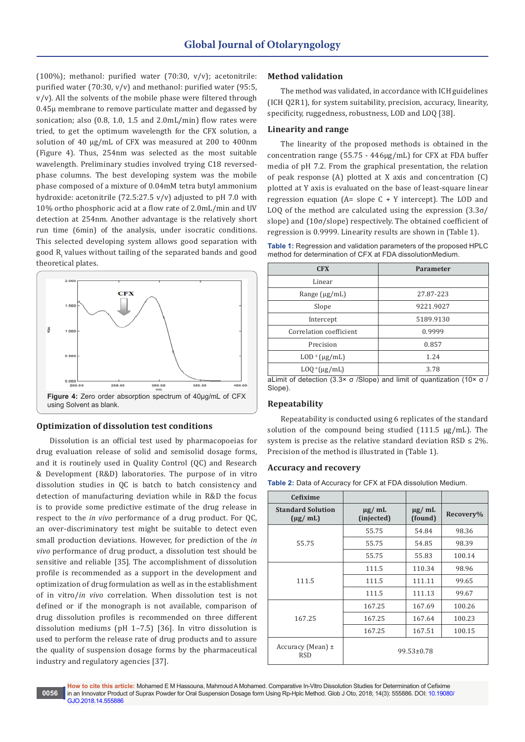(100%); methanol: purified water (70:30, v/v); acetonitrile: purified water (70:30, v/v) and methanol: purified water (95:5, v/v). All the solvents of the mobile phase were filtered through 0.45µ membrane to remove particulate matter and degassed by sonication; also (0.8, 1.0, 1.5 and 2.0mL/min) flow rates were tried, to get the optimum wavelength for the CFX solution, a solution of 40 µg/mL of CFX was measured at 200 to 400nm (Figure 4). Thus, 254nm was selected as the most suitable wavelength. Preliminary studies involved trying C18 reversed-phase columns. The best developing system was the mobile phase composed of a mixture of 0.04mM tetra butyl ammonium hydroxide: acetonitrile (72.5:27.5 v/v) adjusted to pH 7.0 with 10% ortho phosphoric acid at a flow rate of 2.0mL/min and UV detection at 254nm. Another advantage is the relatively short run time (6min) of the analysis, under isocratic conditions. This selected developing system allows good separation with good $R_t$ values without tailing of the separated bands and good theoretical plates.

**Figure 4:** Zero order absorption spectrum of 40µg/mL of CFX using Solvent as blank.

## Optimization of dissolution test conditions

Dissolution is an official test used by pharmacopoeias for drug evaluation release of solid and semisolid dosage forms, and it is routinely used in Quality Control (QC) and Research & Development (R&D) laboratories. The purpose of in vitro dissolution studies in QC is batch to batch consistency and detection of manufacturing deviation while in R&D the focus is to provide some predictive estimate of the drug release in respect to the *in vivo* performance of a drug product. For QC, an over-discriminatory test might be suitable to detect even small production deviations. However, for prediction of the *in vivo* performance of drug product, a dissolution test should be sensitive and reliable [35]. The accomplishment of dissolution profile is recommended as a support in the development and optimization of drug formulation as well as in the establishment of in vitro/*in vivo* correlation. When dissolution test is not defined or if the monograph is not available, comparison of drug dissolution profiles is recommended on three different dissolution mediums (pH 1–7.5) [36]. In vitro dissolution is used to perform the release rate of drug products and to assure the quality of suspension dosage forms by the pharmaceutical industry and regulatory agencies [37].

## Method validation

The method was validated, in accordance with ICH guidelines (ICH Q2R1), for system suitability, precision, accuracy, linearity, specificity, ruggedness, robustness, LOD and LOQ [38].

## Linearity and range

The linearity of the proposed methods is obtained in the concentration range (55.75 - 446µg/mL) for CFX at FDA buffer media of pH 7.2. From the graphical presentation, the relation of peak response (A) plotted at X axis and concentration (C) plotted at Y axis is evaluated on the base of least-square linear regression equation (A= slope C + Y intercept). The LOD and LOQ of the method are calculated using the expression (3.3σ/slope) and (10σ/slope) respectively. The obtained coefficient of regression is 0.9999. Linearity results are shown in (Table 1).

**Table 1:** Regression and validation parameters of the proposed HPLC method for determination of CFX at FDA dissolutionMedium.

| CFX | Parameter |
|---|---|
| Linear | |
| Range (µg/mL) | 27.87-223 |
| Slope | 9221.9027 |
| Intercept | 5189.9130 |
| Correlation coefficient | 0.9999 |
| Precision | 0.857 |
| LOD [a] (µg/mL) | 1.24 |
| LOQ [a] (µg/mL) | 3.78 |

aLimit of detection (3.3× σ /Slope) and limit of quantization (10× σ / Slope).

## Repeatability

Repeatability is conducted using 6 replicates of the standard solution of the compound being studied (111.5 µg/mL). The system is precise as the relative standard deviation RSD ≤ 2%. Precision of the method is illustrated in (Table 1).

## Accuracy and recovery

**Table 2:** Data of Accuracy for CFX at FDA dissolution Medium.

| Cefixime | | | |
|---|---|---|---|
| Standard Solution (µg/ mL) | µg/ mL (injected) | µg/ mL (found) | Recovery% |
| 55.75 | 55.75 | 54.84 | 98.36 |
| | 55.75 | 54.85 | 98.39 |
| | 55.75 | 55.83 | 100.14 |
| 111.5 | 111.5 | 110.34 | 98.96 |
| | 111.5 | 111.11 | 99.65 |
| | 111.5 | 111.13 | 99.67 |
| 167.25 | 167.25 | 167.69 | 100.26 |
| | 167.25 | 167.64 | 100.23 |
| | 167.25 | 167.51 | 100.15 |
| Accuracy (Mean) ± RSD | 99.53±0.78 | | |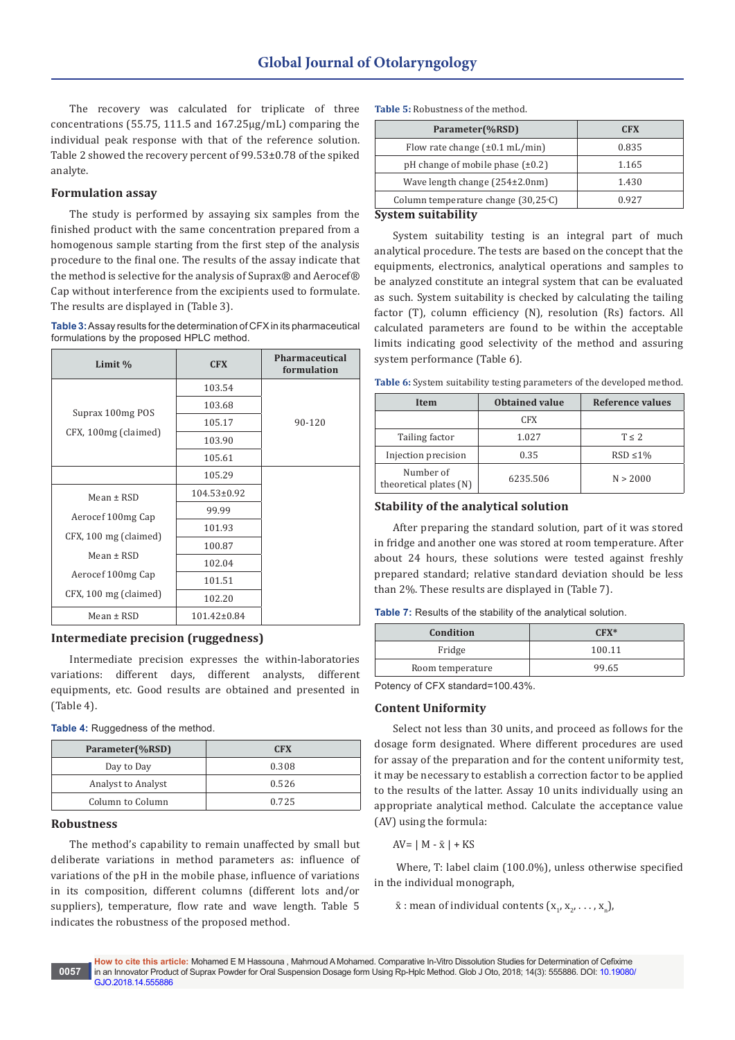The recovery was calculated for triplicate of three concentrations (55.75, 111.5 and 167.25μg/mL) comparing the individual peak response with that of the reference solution. Table 2 showed the recovery percent of 99.53±0.78 of the spiked analyte.

## Formulation assay

The study is performed by assaying six samples from the finished product with the same concentration prepared from a homogenous sample starting from the first step of the analysis procedure to the final one. The results of the assay indicate that the method is selective for the analysis of Suprax® and Aerocef® Cap without interference from the excipients used to formulate. The results are displayed in (Table 3).

**Table 3:** Assay results for the determination of CFX in its pharmaceutical formulations by the proposed HPLC method.

| Limit % | CFX | Pharmaceutical formulation |
|---|---|---|
| Suprax 100mg POS CFX, 100mg (claimed) | 103.54 | 90-120 |
| | 103.68 | |
| | 105.17 | |
| | 103.90 | |
| | 105.61 | |
| | 105.29 | |
| Mean ± RSD | 104.53±0.92 | |
| Aerocef 100mg Cap CFX, 100 mg (claimed) | 99.99 | |
| | 101.93 | |
| Mean ± RSD | 100.87 | |
| Aerocef 100mg Cap CFX, 100 mg (claimed) | 102.04 | |
| | 101.51 | |
| | 102.20 | |
| Mean ± RSD | 101.42±0.84 | |

## Intermediate precision (ruggedness)

Intermediate precision expresses the within-laboratories variations: different days, different analysts, different equipments, etc. Good results are obtained and presented in (Table 4).

**Table 4:** Ruggedness of the method.

| Parameter(%RSD) | CFX |
|---|---|
| Day to Day | 0.308 |
| Analyst to Analyst | 0.526 |
| Column to Column | 0.725 |

## Robustness

The method's capability to remain unaffected by small but deliberate variations in method parameters as: influence of variations of the pH in the mobile phase, influence of variations in its composition, different columns (different lots and/or suppliers), temperature, flow rate and wave length. Table 5 indicates the robustness of the proposed method.

**Table 5:** Robustness of the method.

| Parameter(%RSD) | CFX |
|---|---|
| Flow rate change (±0.1 mL/min) | 0.835 |
| pH change of mobile phase (±0.2) | 1.165 |
| Wave length change (254±2.0nm) | 1.430 |
| Column temperature change (30,25°C) | 0.927 |

## System suitability

System suitability testing is an integral part of much analytical procedure. The tests are based on the concept that the equipments, electronics, analytical operations and samples to be analyzed constitute an integral system that can be evaluated as such. System suitability is checked by calculating the tailing factor (T), column efficiency (N), resolution (Rs) factors. All calculated parameters are found to be within the acceptable limits indicating good selectivity of the method and assuring system performance (Table 6).

**Table 6:** System suitability testing parameters of the developed method.

| Item | Obtained value | Reference values |
|---|---|---|
| | CFX | |
| Tailing factor | 1.027 | T ≤ 2 |
| Injection precision | 0.35 | RSD ≤1% |
| Number of theoretical plates (N) | 6235.506 | N > 2000 |

## Stability of the analytical solution

After preparing the standard solution, part of it was stored in fridge and another one was stored at room temperature. After about 24 hours, these solutions were tested against freshly prepared standard; relative standard deviation should be less than 2%. These results are displayed in (Table 7).

**Table 7:** Results of the stability of the analytical solution.

| Condition | CFX* |
|---|---|
| Fridge | 100.11 |
| Room temperature | 99.65 |

Potency of CFX standard=100.43%.

## Content Uniformity

Select not less than 30 units, and proceed as follows for the dosage form designated. Where different procedures are used for assay of the preparation and for the content uniformity test, it may be necessary to establish a correction factor to be applied to the results of the latter. Assay 10 units individually using an appropriate analytical method. Calculate the acceptance value (AV) using the formula:

$$AV = |M - \bar{x}| + KS$$

Where, T: label claim (100.0%), unless otherwise specified in the individual monograph,

$\bar{x}$ : mean of individual contents ($x_1, x_2, \ldots, x_n$),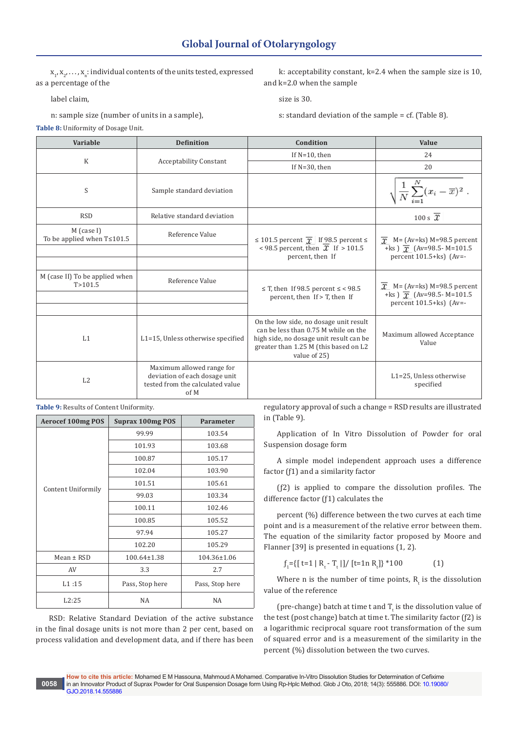$x_1, x_2, \ldots, x_n$: individual contents of the units tested, expressed as a percentage of the

label claim,

n: sample size (number of units in a sample),

k: acceptability constant, k=2.4 when the sample size is 10, and k=2.0 when the sample

size is 30.

s: standard deviation of the sample = cf. (Table 8).

**Table 8:** Uniformity of Dosage Unit.

| Variable | Definition | Condition | Value |
|---|---|---|---|
| K | Acceptability Constant | If N=10, then | 24 |
| | | If N=30, then | 20 |
| S | Sample standard deviation | | $\sqrt{\frac{1}{N}\sum_{i=1}^{N}(x_i - \overline{x})^2}$ . |
| RSD | Relative standard deviation | | 100 s $\overline{x}$ |
| M (case I) To be applied when T≤101.5 | Reference Value | ≤ 101.5 percent $\overline{x}$ If 98.5 percent ≤ < 98.5 percent, then $\overline{x}$ If > 101.5 percent, then If | $\overline{x}$ M= (Av=ks) M=98.5 percent +ks ) $\overline{x}$ (Av=98.5- M=101.5 percent 101.5+ks) (Av=- |
| | | | |
| | | | |
| M (case II) To be applied when T>101.5 | Reference Value | ≤ T, then If 98.5 percent ≤ < 98.5 percent, then If > T, then If | $\overline{x}$ M= (Av=ks) M=98.5 percent +ks ) $\overline{x}$ (Av=98.5- M=101.5 percent 101.5+ks) (Av=- |
| | | | |
| | | | |
| L1 | L1=15, Unless otherwise specified | On the low side, no dosage unit result can be less than 0.75 M while on the high side, no dosage unit result can be greater than 1.25 M (this based on L2 value of 25) | Maximum allowed Acceptance Value |
| L2 | Maximum allowed range for deviation of each dosage unit tested from the calculated value of M | | L1=25, Unless otherwise specified |

**Table 9:** Results of Content Uniformity.

| Aerocef 100mg POS | Suprax 100mg POS | Parameter |
|---|---|---|
| Content Uniformily | 99.99 | 103.54 |
| | 101.93 | 103.68 |
| | 100.87 | 105.17 |
| | 102.04 | 103.90 |
| | 101.51 | 105.61 |
| | 99.03 | 103.34 |
| | 100.11 | 102.46 |
| | 100.85 | 105.52 |
| | 97.94 | 105.27 |
| | 102.20 | 105.29 |
| Mean ± RSD | 100.64±1.38 | 104.36±1.06 |
| AV | 3.3 | 2.7 |
| L1 :15 | Pass, Stop here | Pass, Stop here |
| L2:25 | NA | NA |

RSD: Relative Standard Deviation of the active substance in the final dosage units is not more than 2 per cent, based on process validation and development data, and if there has been regulatory approval of such a change = RSD results are illustrated in (Table 9).

Application of In Vitro Dissolution of Powder for oral Suspension dosage form

A simple model independent approach uses a difference factor (ƒ1) and a similarity factor

(ƒ2) is applied to compare the dissolution profiles. The difference factor (ƒ1) calculates the

percent (%) difference between the two curves at each time point and is a measurement of the relative error between them. The equation of the similarity factor proposed by Moore and Flanner [39] is presented in equations (1, 2).

$$f_1=\{[\ t=1\ |\ R_t - T_t\ |]/\ [t=1n\ R_t]\}\ {*}100 \qquad (1)$$

Where n is the number of time points, $R_t$ is the dissolution value of the reference

(pre-change) batch at time t and $T_t$ is the dissolution value of the test (post change) batch at time t. The similarity factor (ƒ2) is a logarithmic reciprocal square root transformation of the sum of squared error and is a measurement of the similarity in the percent (%) dissolution between the two curves.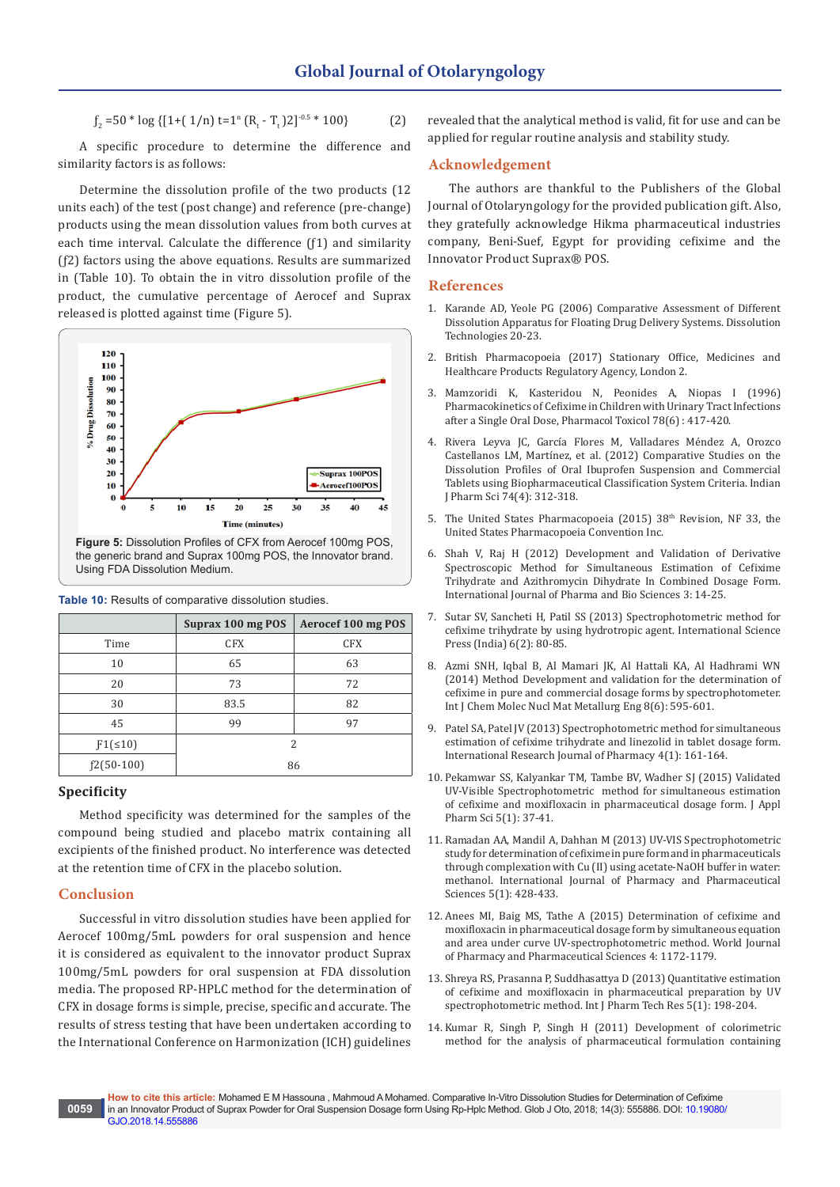$$f_2 = 50 * \log \{[1+(1/n) \sum_{t=1}^{n} (R_t - T_t)^2]^{-0.5} * 100\} \quad (2)$$

A specific procedure to determine the difference and similarity factors is as follows:

Determine the dissolution profile of the two products (12 units each) of the test (post change) and reference (pre-change) products using the mean dissolution values from both curves at each time interval. Calculate the difference (ƒ1) and similarity (ƒ2) factors using the above equations. Results are summarized in (Table 10). To obtain the in vitro dissolution profile of the product, the cumulative percentage of Aerocef and Suprax released is plotted against time (Figure 5).

**Figure 5:** Dissolution Profiles of CFX from Aerocef 100mg POS, the generic brand and Suprax 100mg POS, the Innovator brand. Using FDA Dissolution Medium.

**Table 10:** Results of comparative dissolution studies.

| | Suprax 100 mg POS | Aerocef 100 mg POS |
|---|---|---|
| Time | CFX | CFX |
| 10 | 65 | 63 |
| 20 | 73 | 72 |
| 30 | 83.5 | 82 |
| 45 | 99 | 97 |
| Ƒ1(≤10) | 2 | |
| ƒ2(50-100) | 86 | |

## Specificity

Method specificity was determined for the samples of the compound being studied and placebo matrix containing all excipients of the finished product. No interference was detected at the retention time of CFX in the placebo solution.

## Conclusion

Successful in vitro dissolution studies have been applied for Aerocef 100mg/5mL powders for oral suspension and hence it is considered as equivalent to the innovator product Suprax 100mg/5mL powders for oral suspension at FDA dissolution media. The proposed RP-HPLC method for the determination of CFX in dosage forms is simple, precise, specific and accurate. The results of stress testing that have been undertaken according to the International Conference on Harmonization (ICH) guidelines revealed that the analytical method is valid, fit for use and can be applied for regular routine analysis and stability study.

## Acknowledgement

The authors are thankful to the Publishers of the Global Journal of Otolaryngology for the provided publication gift. Also, they gratefully acknowledge Hikma pharmaceutical industries company, Beni-Suef, Egypt for providing cefixime and the Innovator Product Suprax® POS.

## References

1. Karande AD, Yeole PG (2006) Comparative Assessment of Different Dissolution Apparatus for Floating Drug Delivery Systems. Dissolution Technologies 20-23.
2. British Pharmacopoeia (2017) Stationary Office, Medicines and Healthcare Products Regulatory Agency, London 2.
3. Mamzoridi K, Kasteridou N, Peonides A, Niopas I (1996) Pharmacokinetics of Cefixime in Children with Urinary Tract Infections after a Single Oral Dose, Pharmacol Toxicol 78(6) : 417-420.
4. Rivera Leyva JC, García Flores M, Valladares Méndez A, Orozco Castellanos LM, Martínez, et al. (2012) Comparative Studies on the Dissolution Profiles of Oral Ibuprofen Suspension and Commercial Tablets using Biopharmaceutical Classification System Criteria. Indian J Pharm Sci 74(4): 312-318.
5. The United States Pharmacopoeia (2015) 38th Revision, NF 33, the United States Pharmacopeia Convention Inc.
6. Shah V, Raj H (2012) Development and Validation of Derivative Spectroscopic Method for Simultaneous Estimation of Cefixime Trihydrate and Azithromycin Dihydrate In Combined Dosage Form. International Journal of Pharma and Bio Sciences 3: 14-25.
7. Sutar SV, Sancheti H, Patil SS (2013) Spectrophotometric method for cefixime trihydrate by using hydrotropic agent. International Science Press (India) 6(2): 80-85.
8. Azmi SNH, Iqbal B, Al Mamari JK, Al Hattali KA, Al Hadhrami WN (2014) Method Development and validation for the determination of cefixime in pure and commercial dosage forms by spectrophotometer. Int J Chem Molec Nucl Mat Metallurg Eng 8(6): 595-601.
9. Patel SA, Patel JV (2013) Spectrophotometric method for simultaneous estimation of cefixime trihydrate and linezolid in tablet dosage form. International Research Journal of Pharmacy 4(1): 161-164.
10. Pekamwar SS, Kalyankar TM, Tambe BV, Wadher SJ (2015) Validated UV-Visible Spectrophotometric method for simultaneous estimation of cefixime and moxifloxacin in pharmaceutical dosage form. J Appl Pharm Sci 5(1): 37-41.
11. Ramadan AA, Mandil A, Dahhan M (2013) UV-VIS Spectrophotometric study for determination of cefixime in pure form and in pharmaceuticals through complexation with Cu (II) using acetate-NaOH buffer in water: methanol. International Journal of Pharmacy and Pharmaceutical Sciences 5(1): 428-433.
12. Anees MI, Baig MS, Tathe A (2015) Determination of cefixime and moxifloxacin in pharmaceutical dosage form by simultaneous equation and area under curve UV-spectrophotometric method. World Journal of Pharmacy and Pharmaceutical Sciences 4: 1172-1179.
13. Shreya RS, Prasanna P, Suddhasattya D (2013) Quantitative estimation of cefixime and moxifloxacin in pharmaceutical preparation by UV spectrophotometric method. Int J Pharm Tech Res 5(1): 198-204.
14. Kumar R, Singh P, Singh H (2011) Development of colorimetric method for the analysis of pharmaceutical formulation containing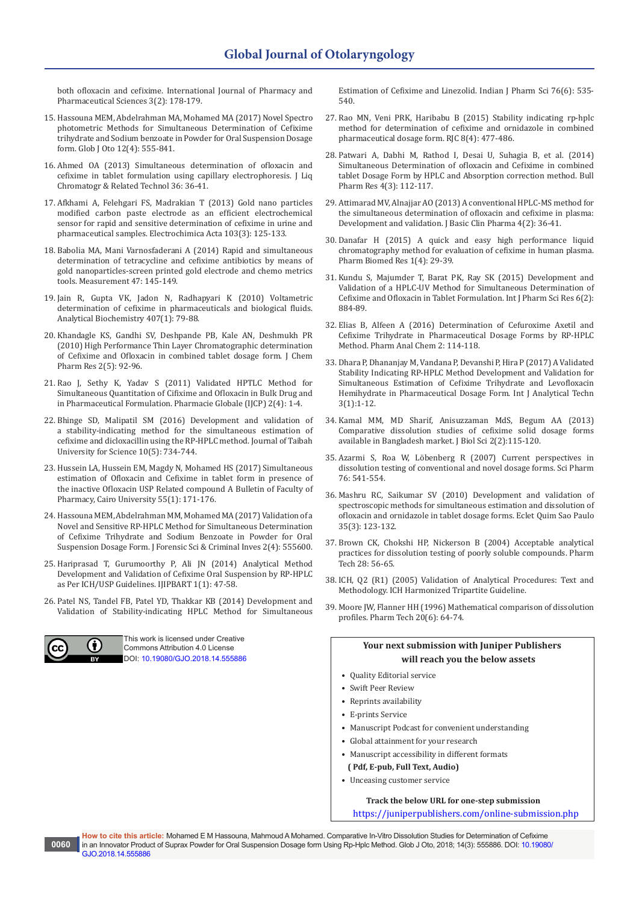both ofloxacin and cefixime. International Journal of Pharmacy and Pharmaceutical Sciences 3(2): 178-179.

15. Hassouna MEM, Abdelrahman MA, Mohamed MA (2017) Novel Spectro photometric Methods for Simultaneous Determination of Cefixime trihydrate and Sodium benzoate in Powder for Oral Suspension Dosage form. Glob J Oto 12(4): 555-841.
16. Ahmed OA (2013) Simultaneous determination of ofloxacin and cefixime in tablet formulation using capillary electrophoresis. J Liq Chromatogr & Related Technol 36: 36-41.
17. Afkhami A, Felehgari FS, Madrakian T (2013) Gold nano particles modified carbon paste electrode as an efficient electrochemical sensor for rapid and sensitive determination of cefixime in urine and pharmaceutical samples. Electrochimica Acta 103(3): 125-133.
18. Babolia MA, Mani Varnosfaderani A (2014) Rapid and simultaneous determination of tetracycline and cefixime antibiotics by means of gold nanoparticles-screen printed gold electrode and chemo metrics tools. Measurement 47: 145-149.
19. Jain R, Gupta VK, Jadon N, Radhapyari K (2010) Voltametric determination of cefixime in pharmaceuticals and biological fluids. Analytical Biochemistry 407(1): 79-88.
20. Khandagle KS, Gandhi SV, Deshpande PB, Kale AN, Deshmukh PR (2010) High Performance Thin Layer Chromatographic determination of Cefixime and Ofloxacin in combined tablet dosage form. J Chem Pharm Res 2(5): 92-96.
21. Rao J, Sethy K, Yadav S (2011) Validated HPTLC Method for Simultaneous Quantitation of Cifixime and Ofloxacin in Bulk Drug and in Pharmaceutical Formulation. Pharmacie Globale (IJCP) 2(4): 1-4.
22. Bhinge SD, Malipatil SM (2016) Development and validation of a stability-indicating method for the simultaneous estimation of cefixime and dicloxacillin using the RP-HPLC method. Journal of Taibah University for Science 10(5): 734-744.
23. Hussein LA, Hussein EM, Magdy N, Mohamed HS (2017) Simultaneous estimation of Ofloxacin and Cefixime in tablet form in presence of the inactive Ofloxacin USP Related compound A Bulletin of Faculty of Pharmacy, Cairo University 55(1): 171-176.
24. Hassouna MEM, Abdelrahman MM, Mohamed MA (2017) Validation of a Novel and Sensitive RP-HPLC Method for Simultaneous Determination of Cefixime Trihydrate and Sodium Benzoate in Powder for Oral Suspension Dosage Form. J Forensic Sci & Criminal Inves 2(4): 555600.
25. Hariprasad T, Gurumoorthy P, Ali JN (2014) Analytical Method Development and Validation of Cefixime Oral Suspension by RP-HPLC as Per ICH/USP Guidelines. IJIPBART 1(1): 47-58.
26. Patel NS, Tandel FB, Patel YD, Thakkar KB (2014) Development and Validation of Stability-indicating HPLC Method for Simultaneous Estimation of Cefixime and Linezolid. Indian J Pharm Sci 76(6): 535-540.
27. Rao MN, Veni PRK, Haribabu B (2015) Stability indicating rp-hplc method for determination of cefixime and ornidazole in combined pharmaceutical dosage form. RJC 8(4): 477-486.
28. Patwari A, Dabhi M, Rathod I, Desai U, Suhagia B, et al. (2014) Simultaneous Determination of ofloxacin and Cefixime in combined tablet Dosage Form by HPLC and Absorption correction method. Bull Pharm Res 4(3): 112-117.
29. Attimarad MV, Alnajjar AO (2013) A conventional HPLC-MS method for the simultaneous determination of ofloxacin and cefixime in plasma: Development and validation. J Basic Clin Pharma 4(2): 36-41.
30. Danafar H (2015) A quick and easy high performance liquid chromatography method for evaluation of cefixime in human plasma. Pharm Biomed Res 1(4): 29-39.
31. Kundu S, Majumder T, Barat PK, Ray SK (2015) Development and Validation of a HPLC-UV Method for Simultaneous Determination of Cefixime and Ofloxacin in Tablet Formulation. Int J Pharm Sci Res 6(2): 884-89.
32. Elias B, Alfeen A (2016) Determination of Cefuroxime Axetil and Cefixime Trihydrate in Pharmaceutical Dosage Forms by RP-HPLC Method. Pharm Anal Chem 2: 114-118.
33. Dhara P, Dhananjay M, Vandana P, Devanshi P, Hira P (2017) A Validated Stability Indicating RP-HPLC Method Development and Validation for Simultaneous Estimation of Cefixime Trihydrate and Levofloxacin Hemihydrate in Pharmaceutical Dosage Form. Int J Analytical Techn 3(1):1-12.
34. Kamal MM, MD Sharif, Anisuzzaman MdS, Begum AA (2013) Comparative dissolution studies of cefixime solid dosage forms available in Bangladesh market. J Biol Sci 2(2):115-120.
35. Azarmi S, Roa W, Löbenberg R (2007) Current perspectives in dissolution testing of conventional and novel dosage forms. Sci Pharm 76: 541-554.
36. Mashru RC, Saikumar SV (2010) Development and validation of spectroscopic methods for simultaneous estimation and dissolution of ofloxacin and ornidazole in tablet dosage forms. Eclet Quim Sao Paulo 35(3): 123-132.
37. Brown CK, Chokshi HP, Nickerson B (2004) Acceptable analytical practices for dissolution testing of poorly soluble compounds. Pharm Tech 28: 56-65.
38. ICH, Q2 (R1) (2005) Validation of Analytical Procedures: Text and Methodology. ICH Harmonized Tripartite Guideline.
39. Moore JW, Flanner HH (1996) Mathematical comparison of dissolution profiles. Pharm Tech 20(6): 64-74.

This work is licensed under Creative Commons Attribution 4.0 License
DOI: 10.19080/GJO.2018.14.555886

**Your next submission with Juniper Publishers will reach you the below assets**

- Quality Editorial service
- Swift Peer Review
- Reprints availability
- E-prints Service
- Manuscript Podcast for convenient understanding
- Global attainment for your research
- Manuscript accessibility in different formats
  **( Pdf, E-pub, Full Text, Audio)**
- Unceasing customer service

**Track the below URL for one-step submission**
https://juniperpublishers.com/online-submission.php

**How to cite this article:** Mohamed E M Hassouna, Mahmoud A Mohamed. Comparative In-Vitro Dissolution Studies for Determination of Cefixime in an Innovator Product of Suprax Powder for Oral Suspension Dosage form Using Rp-Hplc Method. Glob J Oto, 2018; 14(3): 555886. DOI: 10.19080/GJO.2018.14.555886